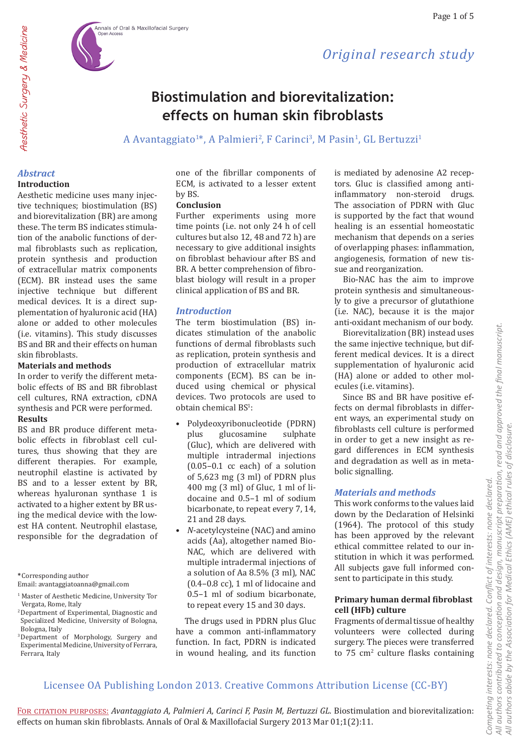*Original research study*

# Biostimulation and biorevitalization: effects on human skin fibroblasts

A Avantaggiato[1]*, A Palmieri[2], F Carinci[3], M Pasin[1], GL Bertuzzi[1]

## *Abstract*

### Introduction

Aesthetic medicine uses many injective techniques; biostimulation (BS) and biorevitalization (BR) are among these. The term BS indicates stimulation of the anabolic functions of dermal fibroblasts such as replication, protein synthesis and production of extracellular matrix components (ECM). BR instead uses the same injective technique but different medical devices. It is a direct supplementation of hyaluronic acid (HA) alone or added to other molecules (i.e. vitamins). This study discusses BS and BR and their effects on human skin fibroblasts.

### Materials and methods

In order to verify the different metabolic effects of BS and BR fibroblast cell cultures, RNA extraction, cDNA synthesis and PCR were performed.

### Results

BS and BR produce different metabolic effects in fibroblast cell cultures, thus showing that they are different therapies. For example, neutrophil elastine is activated by BS and to a lesser extent by BR, whereas hyaluronan synthase 1 is activated to a higher extent by BR using the medical device with the lowest HA content. Neutrophil elastase, responsible for the degradation of one of the fibrillar components of ECM, is activated to a lesser extent by BS.

### Conclusion

Further experiments using more time points (i.e. not only 24 h of cell cultures but also 12, 48 and 72 h) are necessary to give additional insights on fibroblast behaviour after BS and BR. A better comprehension of fibroblast biology will result in a proper clinical application of BS and BR.

## *Introduction*

The term biostimulation (BS) indicates stimulation of the anabolic functions of dermal fibroblasts such as replication, protein synthesis and production of extracellular matrix components (ECM). BS can be induced using chemical or physical devices. Two protocols are used to obtain chemical BS[1]:

- Polydeoxyribonucleotide (PDRN) plus glucosamine sulphate (Gluc), which are delivered with multiple intradermal injections (0.05–0.1 cc each) of a solution of 5,623 mg (3 ml) of PDRN plus 400 mg (3 ml) of Gluc, 1 ml of lidocaine and 0.5–1 ml of sodium bicarbonate, to repeat every 7, 14, 21 and 28 days.
- *N*-acetylcysteine (NAC) and amino acids (Aa), altogether named Bio-NAC, which are delivered with multiple intradermal injections of a solution of Aa 8.5% (3 ml), NAC (0.4–0.8 cc), 1 ml of lidocaine and 0.5–1 ml of sodium bicarbonate, to repeat every 15 and 30 days.

The drugs used in PDRN plus Gluc have a common anti-inflammatory function. In fact, PDRN is indicated in wound healing, and its function is mediated by adenosine A2 receptors. Gluc is classified among anti-inflammatory non-steroid drugs. The association of PDRN with Gluc is supported by the fact that wound healing is an essential homeostatic mechanism that depends on a series of overlapping phases: inflammation, angiogenesis, formation of new tissue and reorganization.

Bio-NAC has the aim to improve protein synthesis and simultaneously to give a precursor of glutathione (i.e. NAC), because it is the major anti-oxidant mechanism of our body.

Biorevitalization (BR) instead uses the same injective technique, but different medical devices. It is a direct supplementation of hyaluronic acid (HA) alone or added to other molecules (i.e. vitamins).

Since BS and BR have positive effects on dermal fibroblasts in different ways, an experimental study on fibroblasts cell culture is performed in order to get a new insight as regard differences in ECM synthesis and degradation as well as in metabolic signalling.

## *Materials and methods*

This work conforms to the values laid down by the Declaration of Helsinki (1964). The protocol of this study has been approved by the relevant ethical committee related to our institution in which it was performed. All subjects gave full informed consent to participate in this study.

### Primary human dermal fibroblast cell (HFb) culture

Fragments of dermal tissue of healthy volunteers were collected during surgery. The pieces were transferred to 75 cm[2] culture flasks containing

---

*Corresponding author
Email: avantaggiatoanna@gmail.com

[1] Master of Aesthetic Medicine, University Tor Vergata, Rome, Italy
[2] Department of Experimental, Diagnostic and Specialized Medicine, University of Bologna, Bologna, Italy
[3] Department of Morphology, Surgery and Experimental Medicine, University of Ferrara, Ferrara, Italy

Licensee OA Publishing London 2013. Creative Commons Attribution License (CC-BY)

For citation purposes: *Avantaggiato A, Palmieri A, Carinci F, Pasin M, Bertuzzi GL.* Biostimulation and biorevitalization: effects on human skin fibroblasts. Annals of Oral & Maxillofacial Surgery 2013 Mar 01;1(2):11.

*Competing interests: none declared. Conflict of interests: none declared. All authors contributed to conception and design, manuscript preparation, read and approved the final manuscript. All authors abide by the Association for Medical Ethics (AME) ethical rules of disclosure.*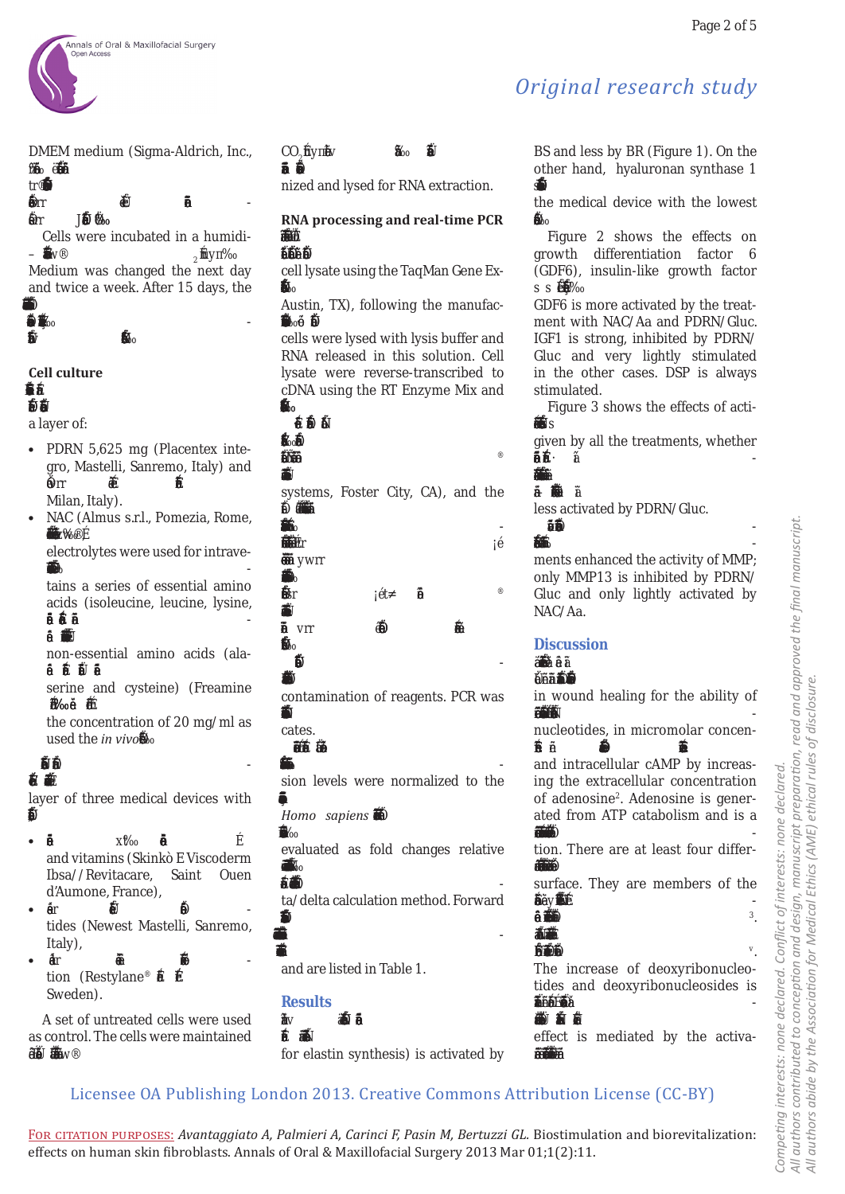DMEM medium (Sigma-Aldrich, Inc.,

Cells were incubated in a humidi- Medium was changed the next day and twice a week. After 15 days, the

### Cell culture

a layer of:

- PDRN 5,625 mg (Placentex integro, Mastelli, Sanremo, Italy) and Milan, Italy).
- NAC (Almus s.r.l., Pomezia, Rome, electrolytes were used for intrave- tains a series of essential amino acids (isoleucine, leucine, lysine, non-essential amino acids (ala- serine and cysteine) (Freamine the concentration of 20 mg/ml as used the *in vivo*

layer of three medical devices with

- and vitamins (Skinkò E Viscoderm Ibsa//Revitacare, Saint Ouen d'Aumone, France),
- tides (Newest Mastelli, Sanremo, Italy),
- tion (Restylane® Sweden).

A set of untreated cells were used as control. The cells were maintained

$CO_2$ nized and lysed for RNA extraction.

### RNA processing and real-time PCR

cell lysate using the TaqMan Gene Ex- Austin, TX), following the manufac- cells were lysed with lysis buffer and RNA released in this solution. Cell lysate were reverse-transcribed to cDNA using the RT Enzyme Mix and

systems, Foster City, CA), and the

contamination of reagents. PCR was cates.

sion levels were normalized to the *Homo sapiens* evaluated as fold changes relative ta/delta calculation method. Forward and are listed in Table 1.

## Results

for elastin synthesis) is activated by BS and less by BR (Figure 1). On the other hand, hyaluronan synthase 1 the medical device with the lowest

Figure 2 shows the effects on growth differentiation factor 6 (GDF6), insulin-like growth factor GDF6 is more activated by the treatment with NAC/Aa and PDRN/Gluc. IGF1 is strong, inhibited by PDRN/Gluc and very lightly stimulated in the other cases. DSP is always stimulated.

Figure 3 shows the effects of acti- given by all the treatments, whether less activated by PDRN/Gluc.

ments enhanced the activity of MMP; only MMP13 is inhibited by PDRN/Gluc and only lightly activated by NAC/Aa.

## Discussion

in wound healing for the ability of nucleotides, in micromolar concen- and intracellular cAMP by increasing the extracellular concentration of adenosine[2]. Adenosine is generated from ATP catabolism and is a tion. There are at least four differ- surface. They are members of the

The increase of deoxyribonucleotides and deoxyribonucleosides is effect is mediated by the activa-

Licensee OA Publishing London 2013. Creative Commons Attribution License (CC-BY)

FOR CITATION PURPOSES: *Avantaggiato A, Palmieri A, Carinci F, Pasin M, Bertuzzi GL.* Biostimulation and biorevitalization: effects on human skin fibroblasts. Annals of Oral & Maxillofacial Surgery 2013 Mar 01;1(2):11.

Competing interests: none declared. Conflict of interests: none declared.
All authors contributed to conception and design, manuscript preparation, read and approved the final manuscript.
All authors abide by the Association for Medical Ethics (AME) ethical rules of disclosure.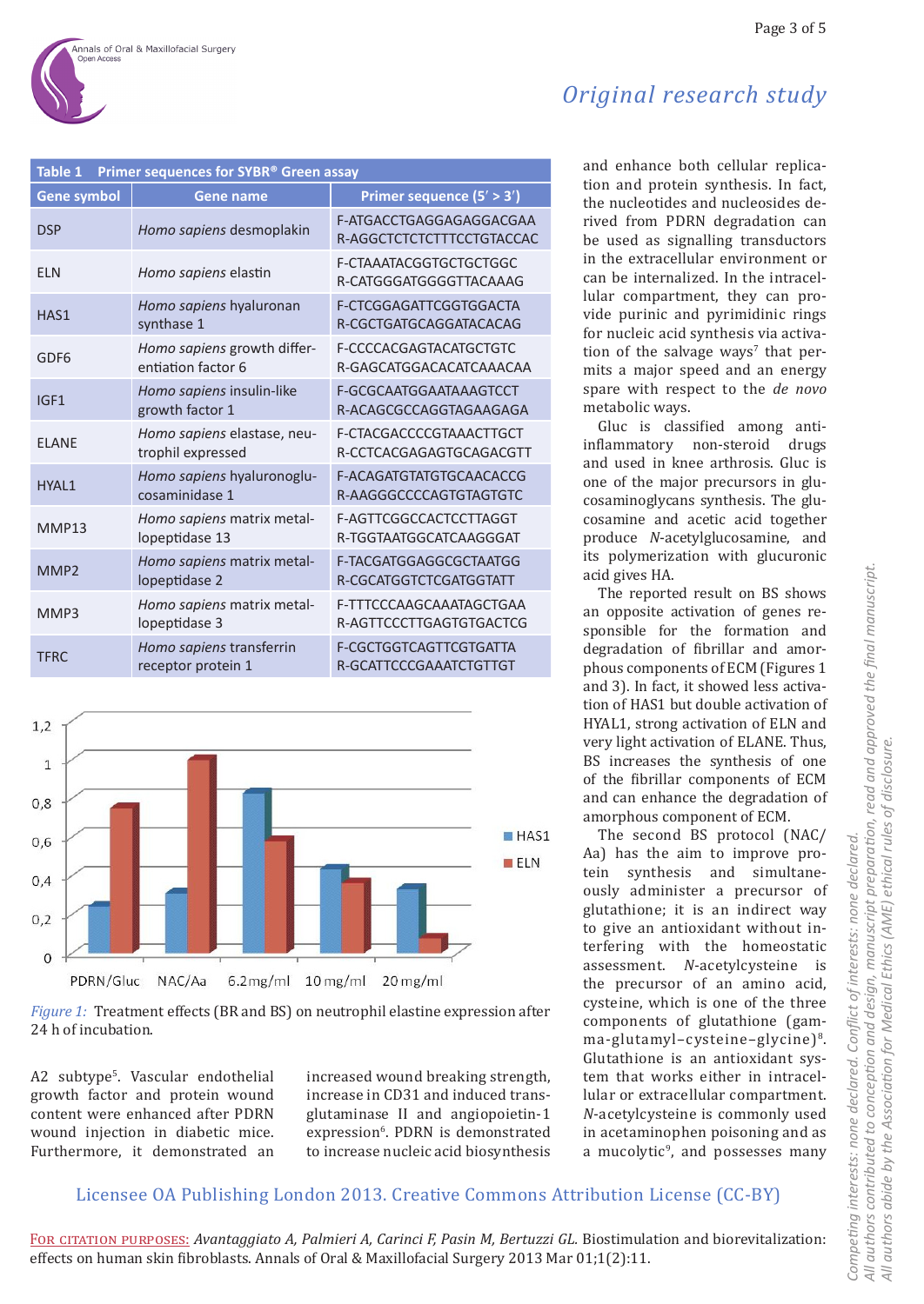## Original research study

**Table 1 Primer sequences for SYBR® Green assay**

| Gene symbol | Gene name | Primer sequence (5′ > 3′) |
|---|---|---|
| DSP | *Homo sapiens* desmoplakin | F-ATGACCTGAGGAGAGGACGAA R-AGGCTCTCTCTTTCCTGTACCAC |
| ELN | *Homo sapiens* elastin | F-CTAAATACGGTGCTGCTGGC R-CATGGGATGGGGTTACAAAG |
| HAS1 | *Homo sapiens* hyaluronan synthase 1 | F-CTCGGAGATTCGGTGGACTA R-CGCTGATGCAGGATACACAG |
| GDF6 | *Homo sapiens* growth differentiation factor 6 | F-CCCCACGAGTACATGCTGTC R-GAGCATGGACACATCAAACAA |
| IGF1 | *Homo sapiens* insulin-like growth factor 1 | F-GCGCAATGGAATAAAGTCCT R-ACAGCGCCAGGTAGAAGAGA |
| ELANE | *Homo sapiens* elastase, neutrophil expressed | F-CTACGACCCCGTAAACTTGCT R-CCTCACGAGAGTGCAGACGTT |
| HYAL1 | *Homo sapiens* hyaluronoglucosaminidase 1 | F-ACAGATGTATGTGCAACACCG R-AAGGGCCCCAGTGTAGTGTC |
| MMP13 | *Homo sapiens* matrix metallopeptidase 13 | F-AGTTCGGCCACTCCTTAGGT R-TGGTAATGGCATCAAGGGAT |
| MMP2 | *Homo sapiens* matrix metallopeptidase 2 | F-TACGATGGAGGCGCTAATGG R-CGCATGGTCTCGATGGTATT |
| MMP3 | *Homo sapiens* matrix metallopeptidase 3 | F-TTTCCCAAGCAAATAGCTGAA R-AGTTCCCTTGAGTGTGACTCG |
| TFRC | *Homo sapiens* transferrin receptor protein 1 | F-CGCTGGTCAGTTCGTGATTA R-GCATTCCCGAAATCTGTTGT |

*Figure 1:* Treatment effects (BR and BS) on neutrophil elastine expression after 24 h of incubation.

A2 subtype[5]. Vascular endothelial growth factor and protein wound content were enhanced after PDRN wound injection in diabetic mice. Furthermore, it demonstrated an increased wound breaking strength, increase in CD31 and induced transglutaminase II and angiopoietin-1 expression[6]. PDRN is demonstrated to increase nucleic acid biosynthesis and enhance both cellular replication and protein synthesis. In fact, the nucleotides and nucleosides derived from PDRN degradation can be used as signalling transductors in the extracellular environment or can be internalized. In the intracellular compartment, they can provide purinic and pyrimidinic rings for nucleic acid synthesis via activation of the salvage ways[7] that permits a major speed and an energy spare with respect to the *de novo* metabolic ways.

Gluc is classified among anti-inflammatory non-steroid drugs and used in knee arthrosis. Gluc is one of the major precursors in glucosaminoglycans synthesis. The glucosamine and acetic acid together produce *N*-acetylglucosamine, and its polymerization with glucuronic acid gives HA.

The reported result on BS shows an opposite activation of genes responsible for the formation and degradation of fibrillar and amorphous components of ECM (Figures 1 and 3). In fact, it showed less activation of HAS1 but double activation of HYAL1, strong activation of ELN and very light activation of ELANE. Thus, BS increases the synthesis of one of the fibrillar components of ECM and can enhance the degradation of amorphous component of ECM.

The second BS protocol (NAC/Aa) has the aim to improve protein synthesis and simultaneously administer a precursor of glutathione; it is an indirect way to give an antioxidant without interfering with the homeostatic assessment. *N*-acetylcysteine is the precursor of an amino acid, cysteine, which is one of the three components of glutathione (gamma-glutamyl–cysteine–glycine)[8]. Glutathione is an antioxidant system that works either in intracellular or extracellular compartment. *N*-acetylcysteine is commonly used in acetaminophen poisoning and as a mucolytic[9], and possesses many

Competing interests: none declared. Conflict of interests: none declared.
All authors contributed to conception and design, manuscript preparation, read and approved the final manuscript.
All authors abide by the Association for Medical Ethics (AME) ethical rules of disclosure.

Licensee OA Publishing London 2013. Creative Commons Attribution License (CC-BY)

FOR CITATION PURPOSES: *Avantaggiato A, Palmieri A, Carinci F, Pasin M, Bertuzzi GL.* Biostimulation and biorevitalization: effects on human skin fibroblasts. Annals of Oral & Maxillofacial Surgery 2013 Mar 01;1(2):11.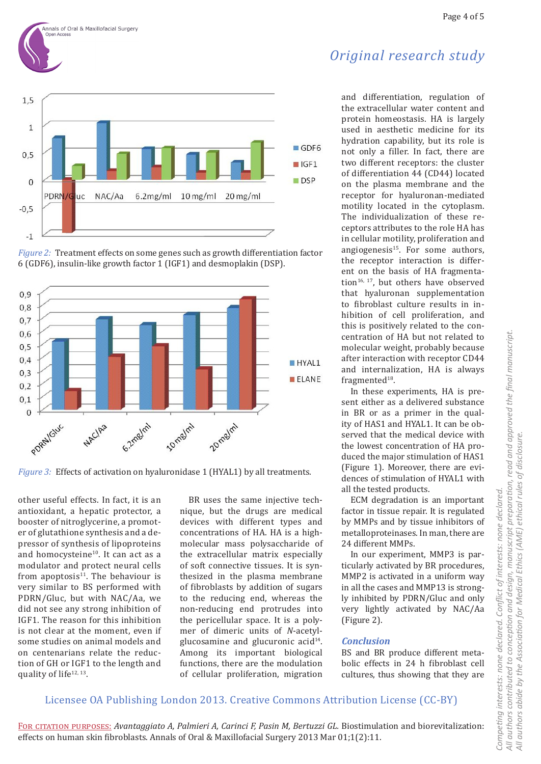Figure 2: Treatment effects on some genes such as growth differentiation factor 6 (GDF6), insulin-like growth factor 1 (IGF1) and desmoplakin (DSP).

Figure 3: Effects of activation on hyaluronidase 1 (HYAL1) by all treatments.

other useful effects. In fact, it is an antioxidant, a hepatic protector, a booster of nitroglycerine, a promoter of glutathione synthesis and a depressor of synthesis of lipoproteins and homocysteine[10]. It can act as a modulator and protect neural cells from apoptosis[11]. The behaviour is very similar to BS performed with PDRN/Gluc, but with NAC/Aa, we did not see any strong inhibition of IGF1. The reason for this inhibition is not clear at the moment, even if some studies on animal models and on centenarians relate the reduction of GH or IGF1 to the length and quality of life[12, 13].

BR uses the same injective technique, but the drugs are medical devices with different types and concentrations of HA. HA is a high-molecular mass polysaccharide of the extracellular matrix especially of soft connective tissues. It is synthesized in the plasma membrane of fibroblasts by addition of sugars to the reducing end, whereas the non-reducing end protrudes into the pericellular space. It is a polymer of dimeric units of *N*-acetylglucosamine and glucuronic acid[14]. Among its important biological functions, there are the modulation of cellular proliferation, migration and differentiation, regulation of the extracellular water content and protein homeostasis. HA is largely used in aesthetic medicine for its hydration capability, but its role is not only a filler. In fact, there are two different receptors: the cluster of differentiation 44 (CD44) located on the plasma membrane and the receptor for hyaluronan-mediated motility located in the cytoplasm. The individualization of these receptors attributes to the role HA has in cellular motility, proliferation and angiogenesis[15]. For some authors, the receptor interaction is different on the basis of HA fragmentation[16, 17], but others have observed that hyaluronan supplementation to fibroblast culture results in inhibition of cell proliferation, and this is positively related to the concentration of HA but not related to molecular weight, probably because after interaction with receptor CD44 and internalization, HA is always fragmented[18].

In these experiments, HA is present either as a delivered substance in BR or as a primer in the quality of HAS1 and HYAL1. It can be observed that the medical device with the lowest concentration of HA produced the major stimulation of HAS1 (Figure 1). Moreover, there are evidences of stimulation of HYAL1 with all the tested products.

ECM degradation is an important factor in tissue repair. It is regulated by MMPs and by tissue inhibitors of metalloproteinases. In man, there are 24 different MMPs.

In our experiment, MMP3 is particularly activated by BR procedures, MMP2 is activated in a uniform way in all the cases and MMP13 is strongly inhibited by PDRN/Gluc and only very lightly activated by NAC/Aa (Figure 2).

## Conclusion

BS and BR produce different metabolic effects in 24 h fibroblast cell cultures, thus showing that they are

Licensee OA Publishing London 2013. Creative Commons Attribution License (CC-BY)

For citation purposes: *Avantaggiato A, Palmieri A, Carinci F, Pasin M, Bertuzzi GL.* Biostimulation and biorevitalization: effects on human skin fibroblasts. Annals of Oral & Maxillofacial Surgery 2013 Mar 01;1(2):11.

*Competing interests: none declared. Conflict of interests: none declared. All authors contributed to conception and design, manuscript preparation, read and approved the final manuscript. All authors abide by the Association for Medical Ethics (AME) ethical rules of disclosure.*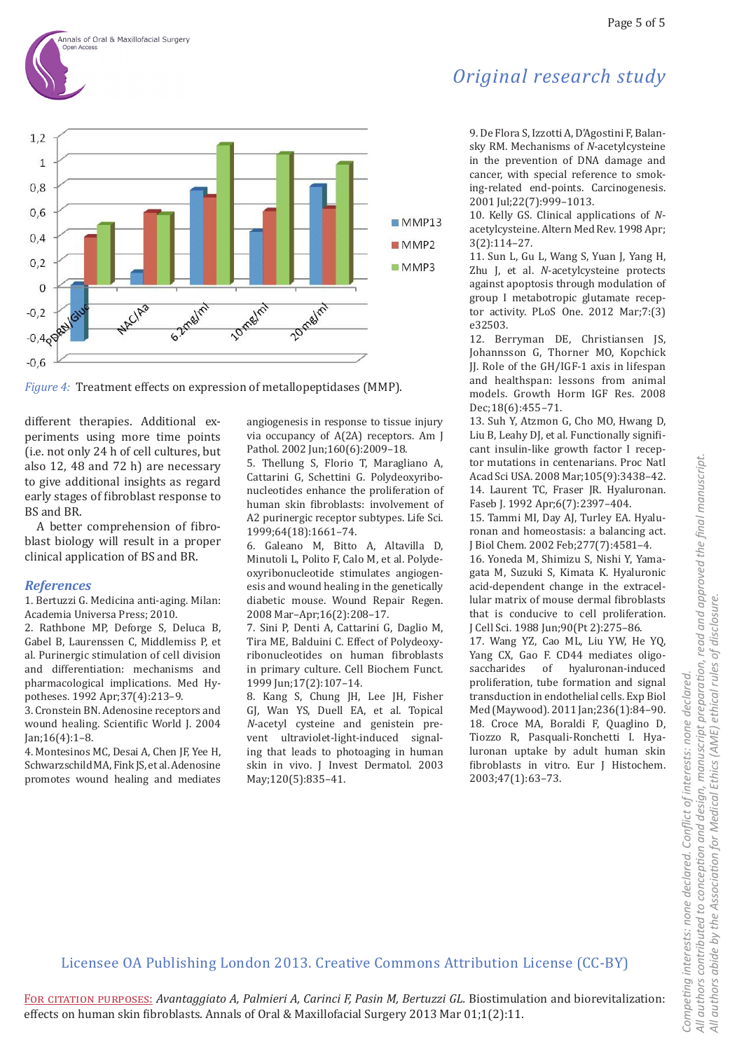1,2
1
0,8
0,6
0,4
0,2
0
-0,2
-0,4
-0,6

PDRN/Gluc
NAC/Aa
6.2mg/ml
10mg/ml
20mg/ml

MMP13
MMP2
MMP3

*Figure 4:* Treatment effects on expression of metallopeptidases (MMP).

different therapies. Additional experiments using more time points (i.e. not only 24 h of cell cultures, but also 12, 48 and 72 h) are necessary to give additional insights as regard early stages of fibroblast response to BS and BR.

A better comprehension of fibroblast biology will result in a proper clinical application of BS and BR.

## References

1. Bertuzzi G. Medicina anti-aging. Milan: Academia Universa Press; 2010.
2. Rathbone MP, Deforge S, Deluca B, Gabel B, Laurenssen C, Middlemiss P, et al. Purinergic stimulation of cell division and differentiation: mechanisms and pharmacological implications. Med Hypotheses. 1992 Apr;37(4):213–9.
3. Cronstein BN. Adenosine receptors and wound healing. Scientific World J. 2004 Jan;16(4):1–8.
4. Montesinos MC, Desai A, Chen JF, Yee H, Schwarzschild MA, Fink JS, et al. Adenosine promotes wound healing and mediates angiogenesis in response to tissue injury via occupancy of A(2A) receptors. Am J Pathol. 2002 Jun;160(6):2009–18.
5. Thellung S, Florio T, Maragliano A, Cattarini G, Schettini G. Polydeoxyribonucleotides enhance the proliferation of human skin fibroblasts: involvement of A2 purinergic receptor subtypes. Life Sci. 1999;64(18):1661–74.
6. Galeano M, Bitto A, Altavilla D, Minutoli L, Polito F, Calo M, et al. Polydeoxyribonucleotide stimulates angiogenesis and wound healing in the genetically diabetic mouse. Wound Repair Regen. 2008 Mar–Apr;16(2):208–17.
7. Sini P, Denti A, Cattarini G, Daglio M, Tira ME, Balduini C. Effect of Polydeoxyribonucleotides on human fibroblasts in primary culture. Cell Biochem Funct. 1999 Jun;17(2):107–14.
8. Kang S, Chung JH, Lee JH, Fisher GJ, Wan YS, Duell EA, et al. Topical *N*-acetyl cysteine and genistein prevent ultraviolet-light-induced signaling that leads to photoaging in human skin in vivo. J Invest Dermatol. 2003 May;120(5):835–41.
9. De Flora S, Izzotti A, D'Agostini F, Balansky RM. Mechanisms of *N*-acetylcysteine in the prevention of DNA damage and cancer, with special reference to smoking-related end-points. Carcinogenesis. 2001 Jul;22(7):999–1013.
10. Kelly GS. Clinical applications of *N*-acetylcysteine. Altern Med Rev. 1998 Apr;3(2):114–27.
11. Sun L, Gu L, Wang S, Yuan J, Yang H, Zhu J, et al. *N*-acetylcysteine protects against apoptosis through modulation of group I metabotropic glutamate receptor activity. PLoS One. 2012 Mar;7:(3) e32503.
12. Berryman DE, Christiansen JS, Johannsson G, Thorner MO, Kopchick JJ. Role of the GH/IGF-1 axis in lifespan and healthspan: lessons from animal models. Growth Horm IGF Res. 2008 Dec;18(6):455–71.
13. Suh Y, Atzmon G, Cho MO, Hwang D, Liu B, Leahy DJ, et al. Functionally significant insulin-like growth factor I receptor mutations in centenarians. Proc Natl Acad Sci USA. 2008 Mar;105(9):3438–42.
14. Laurent TC, Fraser JR. Hyaluronan. Faseb J. 1992 Apr;6(7):2397–404.
15. Tammi MI, Day AJ, Turley EA. Hyaluronan and homeostasis: a balancing act. J Biol Chem. 2002 Feb;277(7):4581–4.
16. Yoneda M, Shimizu S, Nishi Y, Yamagata M, Suzuki S, Kimata K. Hyaluronic acid-dependent change in the extracellular matrix of mouse dermal fibroblasts that is conducive to cell proliferation. J Cell Sci. 1988 Jun;90(Pt 2):275–86.
17. Wang YZ, Cao ML, Liu YW, He YQ, Yang CX, Gao F. CD44 mediates oligosaccharides of hyaluronan-induced proliferation, tube formation and signal transduction in endothelial cells. Exp Biol Med (Maywood). 2011 Jan;236(1):84–90.
18. Croce MA, Boraldi F, Quaglino D, Tiozzo R, Pasquali-Ronchetti I. Hyaluronan uptake by adult human skin fibroblasts in vitro. Eur J Histochem. 2003;47(1):63–73.

*Competing interests: none declared. Conflict of interests: none declared.*
*All authors contributed to conception and design, manuscript preparation, read and approved the final manuscript.*
*All authors abide by the Association for Medical Ethics (AME) ethical rules of disclosure.*

Licensee OA Publishing London 2013. Creative Commons Attribution License (CC-BY)

FOR CITATION PURPOSES: *Avantaggiato A, Palmieri A, Carinci F, Pasin M, Bertuzzi GL.* Biostimulation and biorevitalization: effects on human skin fibroblasts. Annals of Oral & Maxillofacial Surgery 2013 Mar 01;1(2):11.